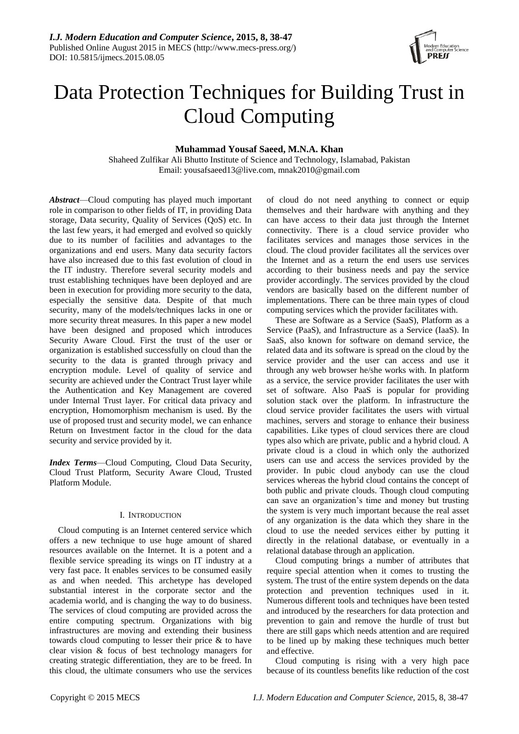# Data Protection Techniques for Building Trust in Cloud Computing

**Muhammad Yousaf Saeed, M.N.A. Khan**

Shaheed Zulfikar Ali Bhutto Institute of Science and Technology, Islamabad, Pakistan
Email: yousafsaeed13@live.com, mnak2010@gmail.com

***Abstract***—Cloud computing has played much important role in comparison to other fields of IT, in providing Data storage, Data security, Quality of Services (QoS) etc. In the last few years, it had emerged and evolved so quickly due to its number of facilities and advantages to the organizations and end users. Many data security factors have also increased due to this fast evolution of cloud in the IT industry. Therefore several security models and trust establishing techniques have been deployed and are been in execution for providing more security to the data, especially the sensitive data. Despite of that much security, many of the models/techniques lacks in one or more security threat measures. In this paper a new model have been designed and proposed which introduces Security Aware Cloud. First the trust of the user or organization is established successfully on cloud than the security to the data is granted through privacy and encryption module. Level of quality of service and security are achieved under the Contract Trust layer while the Authentication and Key Management are covered under Internal Trust layer. For critical data privacy and encryption, Homomorphism mechanism is used. By the use of proposed trust and security model, we can enhance Return on Investment factor in the cloud for the data security and service provided by it.

***Index Terms***—Cloud Computing, Cloud Data Security, Cloud Trust Platform, Security Aware Cloud, Trusted Platform Module.

## I. Introduction

Cloud computing is an Internet centered service which offers a new technique to use huge amount of shared resources available on the Internet. It is a potent and a flexible service spreading its wings on IT industry at a very fast pace. It enables services to be consumed easily as and when needed. This archetype has developed substantial interest in the corporate sector and the academia world, and is changing the way to do business. The services of cloud computing are provided across the entire computing spectrum. Organizations with big infrastructures are moving and extending their business towards cloud computing to lesser their price & to have clear vision & focus of best technology managers for creating strategic differentiation, they are to be freed. In this cloud, the ultimate consumers who use the services of cloud do not need anything to connect or equip themselves and their hardware with anything and they can have access to their data just through the Internet connectivity. There is a cloud service provider who facilitates services and manages those services in the cloud. The cloud provider facilitates all the services over the Internet and as a return the end users use services according to their business needs and pay the service provider accordingly. The services provided by the cloud vendors are basically based on the different number of implementations. There can be three main types of cloud computing services which the provider facilitates with.

These are Software as a Service (SaaS), Platform as a Service (PaaS), and Infrastructure as a Service (IaaS). In SaaS, also known for software on demand service, the related data and its software is spread on the cloud by the service provider and the user can access and use it through any web browser he/she works with. In platform as a service, the service provider facilitates the user with set of software. Also PaaS is popular for providing solution stack over the platform. In infrastructure the cloud service provider facilitates the users with virtual machines, servers and storage to enhance their business capabilities. Like types of cloud services there are cloud types also which are private, public and a hybrid cloud. A private cloud is a cloud in which only the authorized users can use and access the services provided by the provider. In pubic cloud anybody can use the cloud services whereas the hybrid cloud contains the concept of both public and private clouds. Though cloud computing can save an organization's time and money but trusting the system is very much important because the real asset of any organization is the data which they share in the cloud to use the needed services either by putting it directly in the relational database, or eventually in a relational database through an application.

Cloud computing brings a number of attributes that require special attention when it comes to trusting the system. The trust of the entire system depends on the data protection and prevention techniques used in it. Numerous different tools and techniques have been tested and introduced by the researchers for data protection and prevention to gain and remove the hurdle of trust but there are still gaps which needs attention and are required to be lined up by making these techniques much better and effective.

Cloud computing is rising with a very high pace because of its countless benefits like reduction of the cost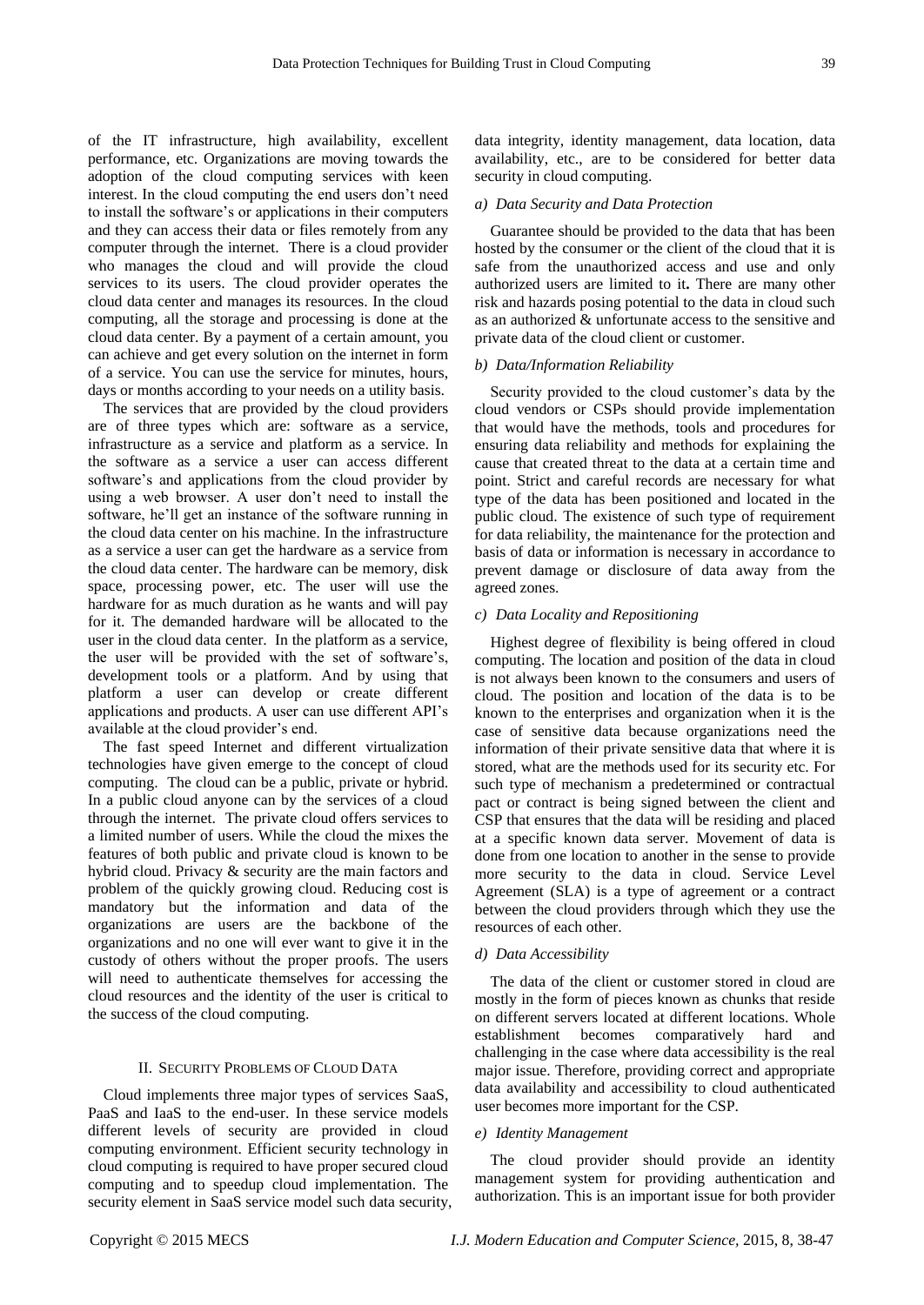of the IT infrastructure, high availability, excellent performance, etc. Organizations are moving towards the adoption of the cloud computing services with keen interest. In the cloud computing the end users don't need to install the software's or applications in their computers and they can access their data or files remotely from any computer through the internet. There is a cloud provider who manages the cloud and will provide the cloud services to its users. The cloud provider operates the cloud data center and manages its resources. In the cloud computing, all the storage and processing is done at the cloud data center. By a payment of a certain amount, you can achieve and get every solution on the internet in form of a service. You can use the service for minutes, hours, days or months according to your needs on a utility basis.

The services that are provided by the cloud providers are of three types which are: software as a service, infrastructure as a service and platform as a service. In the software as a service a user can access different software's and applications from the cloud provider by using a web browser. A user don't need to install the software, he'll get an instance of the software running in the cloud data center on his machine. In the infrastructure as a service a user can get the hardware as a service from the cloud data center. The hardware can be memory, disk space, processing power, etc. The user will use the hardware for as much duration as he wants and will pay for it. The demanded hardware will be allocated to the user in the cloud data center. In the platform as a service, the user will be provided with the set of software's, development tools or a platform. And by using that platform a user can develop or create different applications and products. A user can use different API's available at the cloud provider's end.

The fast speed Internet and different virtualization technologies have given emerge to the concept of cloud computing. The cloud can be a public, private or hybrid. In a public cloud anyone can by the services of a cloud through the internet. The private cloud offers services to a limited number of users. While the cloud the mixes the features of both public and private cloud is known to be hybrid cloud. Privacy & security are the main factors and problem of the quickly growing cloud. Reducing cost is mandatory but the information and data of the organizations are users are the backbone of the organizations and no one will ever want to give it in the custody of others without the proper proofs. The users will need to authenticate themselves for accessing the cloud resources and the identity of the user is critical to the success of the cloud computing.

## II. Security Problems of Cloud Data

Cloud implements three major types of services SaaS, PaaS and IaaS to the end-user. In these service models different levels of security are provided in cloud computing environment. Efficient security technology in cloud computing is required to have proper secured cloud computing and to speedup cloud implementation. The security element in SaaS service model such data security, data integrity, identity management, data location, data availability, etc., are to be considered for better data security in cloud computing.

### *a) Data Security and Data Protection*

Guarantee should be provided to the data that has been hosted by the consumer or the client of the cloud that it is safe from the unauthorized access and use and only authorized users are limited to it**.** There are many other risk and hazards posing potential to the data in cloud such as an authorized & unfortunate access to the sensitive and private data of the cloud client or customer.

### *b) Data/Information Reliability*

Security provided to the cloud customer's data by the cloud vendors or CSPs should provide implementation that would have the methods, tools and procedures for ensuring data reliability and methods for explaining the cause that created threat to the data at a certain time and point. Strict and careful records are necessary for what type of the data has been positioned and located in the public cloud. The existence of such type of requirement for data reliability, the maintenance for the protection and basis of data or information is necessary in accordance to prevent damage or disclosure of data away from the agreed zones.

### *c) Data Locality and Repositioning*

Highest degree of flexibility is being offered in cloud computing. The location and position of the data in cloud is not always been known to the consumers and users of cloud. The position and location of the data is to be known to the enterprises and organization when it is the case of sensitive data because organizations need the information of their private sensitive data that where it is stored, what are the methods used for its security etc. For such type of mechanism a predetermined or contractual pact or contract is being signed between the client and CSP that ensures that the data will be residing and placed at a specific known data server. Movement of data is done from one location to another in the sense to provide more security to the data in cloud. Service Level Agreement (SLA) is a type of agreement or a contract between the cloud providers through which they use the resources of each other.

### *d) Data Accessibility*

The data of the client or customer stored in cloud are mostly in the form of pieces known as chunks that reside on different servers located at different locations. Whole establishment becomes comparatively hard and challenging in the case where data accessibility is the real major issue. Therefore, providing correct and appropriate data availability and accessibility to cloud authenticated user becomes more important for the CSP.

### *e) Identity Management*

The cloud provider should provide an identity management system for providing authentication and authorization. This is an important issue for both provider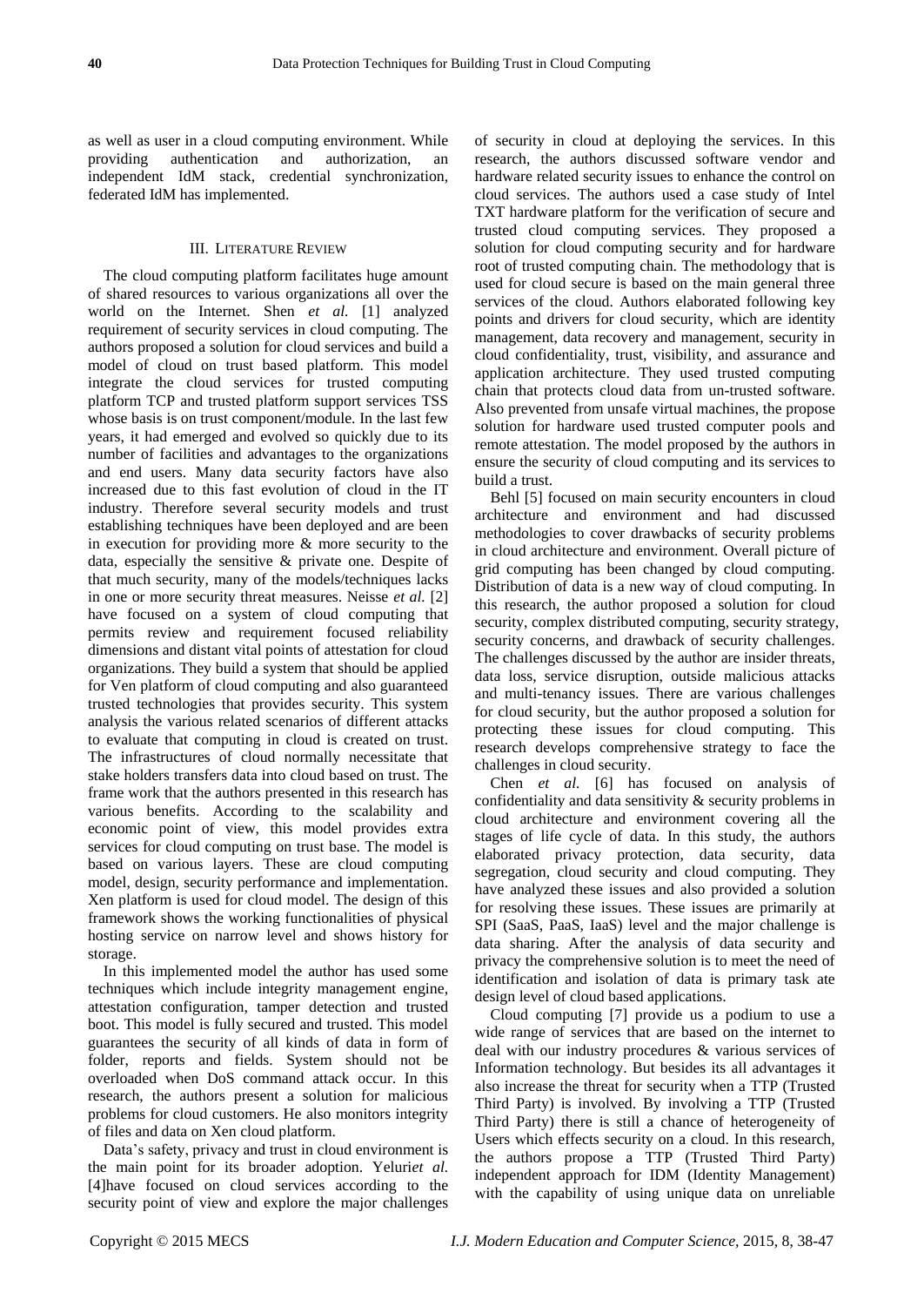as well as user in a cloud computing environment. While providing authentication and authorization, an independent IdM stack, credential synchronization, federated IdM has implemented.

## III. Literature Review

The cloud computing platform facilitates huge amount of shared resources to various organizations all over the world on the Internet. Shen *et al.* [1] analyzed requirement of security services in cloud computing. The authors proposed a solution for cloud services and build a model of cloud on trust based platform. This model integrate the cloud services for trusted computing platform TCP and trusted platform support services TSS whose basis is on trust component/module. In the last few years, it had emerged and evolved so quickly due to its number of facilities and advantages to the organizations and end users. Many data security factors have also increased due to this fast evolution of cloud in the IT industry. Therefore several security models and trust establishing techniques have been deployed and are been in execution for providing more & more security to the data, especially the sensitive & private one. Despite of that much security, many of the models/techniques lacks in one or more security threat measures. Neisse *et al.* [2] have focused on a system of cloud computing that permits review and requirement focused reliability dimensions and distant vital points of attestation for cloud organizations. They build a system that should be applied for Ven platform of cloud computing and also guaranteed trusted technologies that provides security. This system analysis the various related scenarios of different attacks to evaluate that computing in cloud is created on trust. The infrastructures of cloud normally necessitate that stake holders transfers data into cloud based on trust. The frame work that the authors presented in this research has various benefits. According to the scalability and economic point of view, this model provides extra services for cloud computing on trust base. The model is based on various layers. These are cloud computing model, design, security performance and implementation. Xen platform is used for cloud model. The design of this framework shows the working functionalities of physical hosting service on narrow level and shows history for storage.

In this implemented model the author has used some techniques which include integrity management engine, attestation configuration, tamper detection and trusted boot. This model is fully secured and trusted. This model guarantees the security of all kinds of data in form of folder, reports and fields. System should not be overloaded when DoS command attack occur. In this research, the authors present a solution for malicious problems for cloud customers. He also monitors integrity of files and data on Xen cloud platform.

Data's safety, privacy and trust in cloud environment is the main point for its broader adoption. Yeluri*et al.* [4]have focused on cloud services according to the security point of view and explore the major challenges of security in cloud at deploying the services. In this research, the authors discussed software vendor and hardware related security issues to enhance the control on cloud services. The authors used a case study of Intel TXT hardware platform for the verification of secure and trusted cloud computing services. They proposed a solution for cloud computing security and for hardware root of trusted computing chain. The methodology that is used for cloud secure is based on the main general three services of the cloud. Authors elaborated following key points and drivers for cloud security, which are identity management, data recovery and management, security in cloud confidentiality, trust, visibility, and assurance and application architecture. They used trusted computing chain that protects cloud data from un-trusted software. Also prevented from unsafe virtual machines, the propose solution for hardware used trusted computer pools and remote attestation. The model proposed by the authors in ensure the security of cloud computing and its services to build a trust.

Behl [5] focused on main security encounters in cloud architecture and environment and had discussed methodologies to cover drawbacks of security problems in cloud architecture and environment. Overall picture of grid computing has been changed by cloud computing. Distribution of data is a new way of cloud computing. In this research, the author proposed a solution for cloud security, complex distributed computing, security strategy, security concerns, and drawback of security challenges. The challenges discussed by the author are insider threats, data loss, service disruption, outside malicious attacks and multi-tenancy issues. There are various challenges for cloud security, but the author proposed a solution for protecting these issues for cloud computing. This research develops comprehensive strategy to face the challenges in cloud security.

Chen *et al.* [6] has focused on analysis of confidentiality and data sensitivity & security problems in cloud architecture and environment covering all the stages of life cycle of data. In this study, the authors elaborated privacy protection, data security, data segregation, cloud security and cloud computing. They have analyzed these issues and also provided a solution for resolving these issues. These issues are primarily at SPI (SaaS, PaaS, IaaS) level and the major challenge is data sharing. After the analysis of data security and privacy the comprehensive solution is to meet the need of identification and isolation of data is primary task ate design level of cloud based applications.

Cloud computing [7] provide us a podium to use a wide range of services that are based on the internet to deal with our industry procedures & various services of Information technology. But besides its all advantages it also increase the threat for security when a TTP (Trusted Third Party) is involved. By involving a TTP (Trusted Third Party) there is still a chance of heterogeneity of Users which effects security on a cloud. In this research, the authors propose a TTP (Trusted Third Party) independent approach for IDM (Identity Management) with the capability of using unique data on unreliable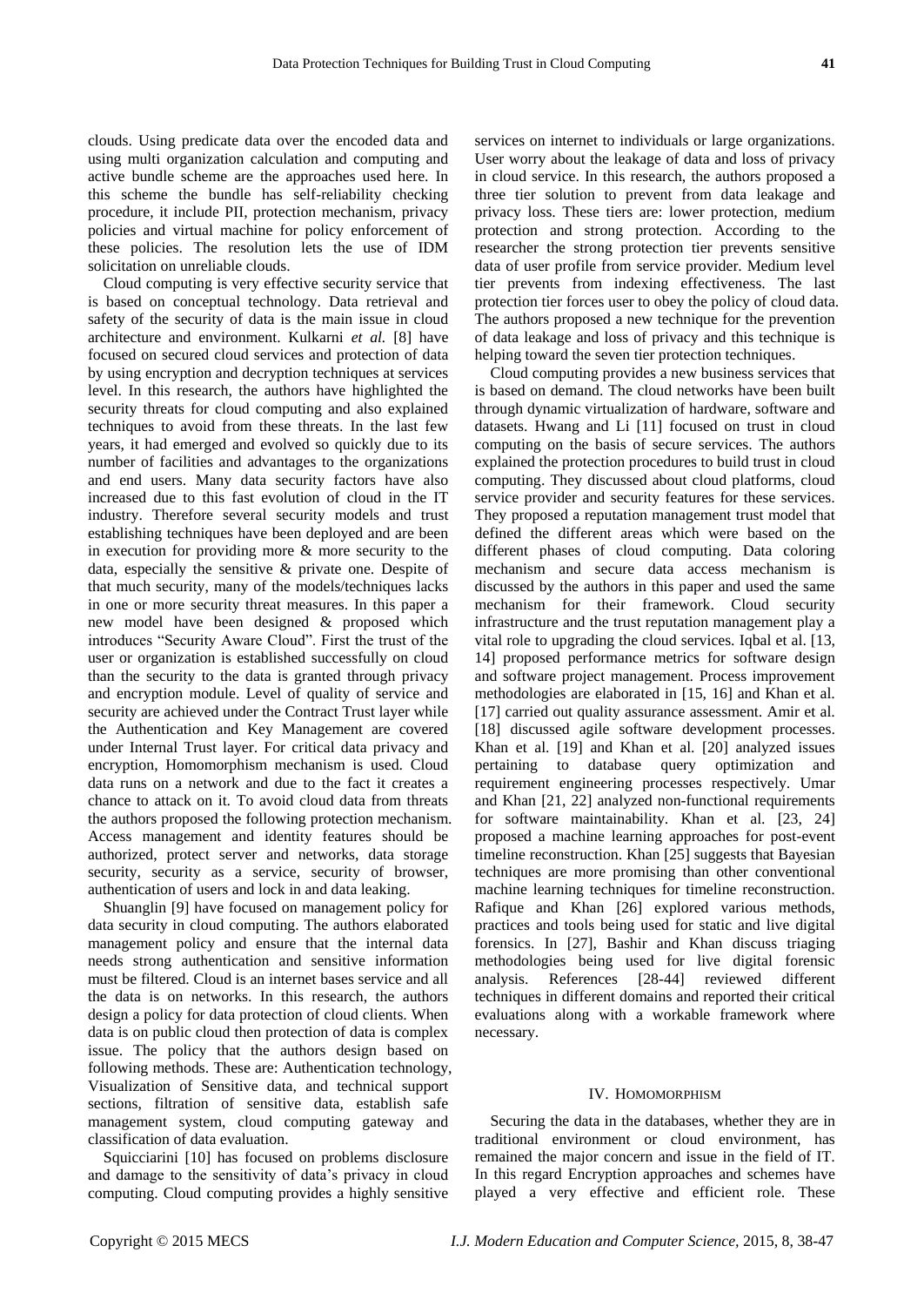clouds. Using predicate data over the encoded data and using multi organization calculation and computing and active bundle scheme are the approaches used here. In this scheme the bundle has self-reliability checking procedure, it include PII, protection mechanism, privacy policies and virtual machine for policy enforcement of these policies. The resolution lets the use of IDM solicitation on unreliable clouds.

Cloud computing is very effective security service that is based on conceptual technology. Data retrieval and safety of the security of data is the main issue in cloud architecture and environment. Kulkarni *et al.* [8] have focused on secured cloud services and protection of data by using encryption and decryption techniques at services level. In this research, the authors have highlighted the security threats for cloud computing and also explained techniques to avoid from these threats. In the last few years, it had emerged and evolved so quickly due to its number of facilities and advantages to the organizations and end users. Many data security factors have also increased due to this fast evolution of cloud in the IT industry. Therefore several security models and trust establishing techniques have been deployed and are been in execution for providing more & more security to the data, especially the sensitive & private one. Despite of that much security, many of the models/techniques lacks in one or more security threat measures. In this paper a new model have been designed & proposed which introduces "Security Aware Cloud". First the trust of the user or organization is established successfully on cloud than the security to the data is granted through privacy and encryption module. Level of quality of service and security are achieved under the Contract Trust layer while the Authentication and Key Management are covered under Internal Trust layer. For critical data privacy and encryption, Homomorphism mechanism is used. Cloud data runs on a network and due to the fact it creates a chance to attack on it. To avoid cloud data from threats the authors proposed the following protection mechanism. Access management and identity features should be authorized, protect server and networks, data storage security, security as a service, security of browser, authentication of users and lock in and data leaking.

Shuanglin [9] have focused on management policy for data security in cloud computing. The authors elaborated management policy and ensure that the internal data needs strong authentication and sensitive information must be filtered. Cloud is an internet bases service and all the data is on networks. In this research, the authors design a policy for data protection of cloud clients. When data is on public cloud then protection of data is complex issue. The policy that the authors design based on following methods. These are: Authentication technology, Visualization of Sensitive data, and technical support sections, filtration of sensitive data, establish safe management system, cloud computing gateway and classification of data evaluation.

Squicciarini [10] has focused on problems disclosure and damage to the sensitivity of data's privacy in cloud computing. Cloud computing provides a highly sensitive services on internet to individuals or large organizations. User worry about the leakage of data and loss of privacy in cloud service. In this research, the authors proposed a three tier solution to prevent from data leakage and privacy loss. These tiers are: lower protection, medium protection and strong protection. According to the researcher the strong protection tier prevents sensitive data of user profile from service provider. Medium level tier prevents from indexing effectiveness. The last protection tier forces user to obey the policy of cloud data. The authors proposed a new technique for the prevention of data leakage and loss of privacy and this technique is helping toward the seven tier protection techniques.

Cloud computing provides a new business services that is based on demand. The cloud networks have been built through dynamic virtualization of hardware, software and datasets. Hwang and Li [11] focused on trust in cloud computing on the basis of secure services. The authors explained the protection procedures to build trust in cloud computing. They discussed about cloud platforms, cloud service provider and security features for these services. They proposed a reputation management trust model that defined the different areas which were based on the different phases of cloud computing. Data coloring mechanism and secure data access mechanism is discussed by the authors in this paper and used the same mechanism for their framework. Cloud security infrastructure and the trust reputation management play a vital role to upgrading the cloud services. Iqbal et al. [13, 14] proposed performance metrics for software design and software project management. Process improvement methodologies are elaborated in [15, 16] and Khan et al. [17] carried out quality assurance assessment. Amir et al. [18] discussed agile software development processes. Khan et al. [19] and Khan et al. [20] analyzed issues pertaining to database query optimization and requirement engineering processes respectively. Umar and Khan [21, 22] analyzed non-functional requirements for software maintainability. Khan et al. [23, 24] proposed a machine learning approaches for post-event timeline reconstruction. Khan [25] suggests that Bayesian techniques are more promising than other conventional machine learning techniques for timeline reconstruction. Rafique and Khan [26] explored various methods, practices and tools being used for static and live digital forensics. In [27], Bashir and Khan discuss triaging methodologies being used for live digital forensic analysis. References [28-44] reviewed different techniques in different domains and reported their critical evaluations along with a workable framework where necessary.

## IV. Homomorphism

Securing the data in the databases, whether they are in traditional environment or cloud environment, has remained the major concern and issue in the field of IT. In this regard Encryption approaches and schemes have played a very effective and efficient role. These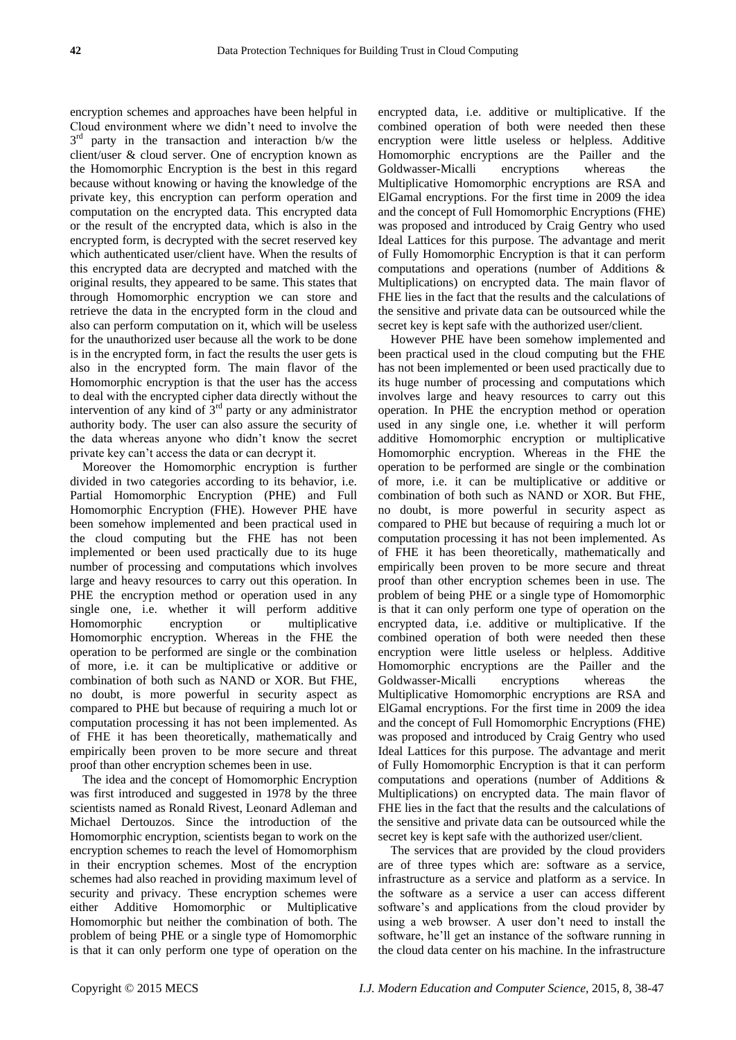encryption schemes and approaches have been helpful in Cloud environment where we didn't need to involve the 3rd party in the transaction and interaction b/w the client/user & cloud server. One of encryption known as the Homomorphic Encryption is the best in this regard because without knowing or having the knowledge of the private key, this encryption can perform operation and computation on the encrypted data. This encrypted data or the result of the encrypted data, which is also in the encrypted form, is decrypted with the secret reserved key which authenticated user/client have. When the results of this encrypted data are decrypted and matched with the original results, they appeared to be same. This states that through Homomorphic encryption we can store and retrieve the data in the encrypted form in the cloud and also can perform computation on it, which will be useless for the unauthorized user because all the work to be done is in the encrypted form, in fact the results the user gets is also in the encrypted form. The main flavor of the Homomorphic encryption is that the user has the access to deal with the encrypted cipher data directly without the intervention of any kind of 3rd party or any administrator authority body. The user can also assure the security of the data whereas anyone who didn't know the secret private key can't access the data or can decrypt it.

Moreover the Homomorphic encryption is further divided in two categories according to its behavior, i.e. Partial Homomorphic Encryption (PHE) and Full Homomorphic Encryption (FHE). However PHE have been somehow implemented and been practical used in the cloud computing but the FHE has not been implemented or been used practically due to its huge number of processing and computations which involves large and heavy resources to carry out this operation. In PHE the encryption method or operation used in any single one, i.e. whether it will perform additive Homomorphic encryption or multiplicative Homomorphic encryption. Whereas in the FHE the operation to be performed are single or the combination of more, i.e. it can be multiplicative or additive or combination of both such as NAND or XOR. But FHE, no doubt, is more powerful in security aspect as compared to PHE but because of requiring a much lot or computation processing it has not been implemented. As of FHE it has been theoretically, mathematically and empirically been proven to be more secure and threat proof than other encryption schemes been in use.

The idea and the concept of Homomorphic Encryption was first introduced and suggested in 1978 by the three scientists named as Ronald Rivest, Leonard Adleman and Michael Dertouzos. Since the introduction of the Homomorphic encryption, scientists began to work on the encryption schemes to reach the level of Homomorphism in their encryption schemes. Most of the encryption schemes had also reached in providing maximum level of security and privacy. These encryption schemes were either Additive Homomorphic or Multiplicative Homomorphic but neither the combination of both. The problem of being PHE or a single type of Homomorphic is that it can only perform one type of operation on the encrypted data, i.e. additive or multiplicative. If the combined operation of both were needed then these encryption were little useless or helpless. Additive Homomorphic encryptions are the Pailler and the Goldwasser-Micalli encryptions whereas the Multiplicative Homomorphic encryptions are RSA and ElGamal encryptions. For the first time in 2009 the idea and the concept of Full Homomorphic Encryptions (FHE) was proposed and introduced by Craig Gentry who used Ideal Lattices for this purpose. The advantage and merit of Fully Homomorphic Encryption is that it can perform computations and operations (number of Additions & Multiplications) on encrypted data. The main flavor of FHE lies in the fact that the results and the calculations of the sensitive and private data can be outsourced while the secret key is kept safe with the authorized user/client.

However PHE have been somehow implemented and been practical used in the cloud computing but the FHE has not been implemented or been used practically due to its huge number of processing and computations which involves large and heavy resources to carry out this operation. In PHE the encryption method or operation used in any single one, i.e. whether it will perform additive Homomorphic encryption or multiplicative Homomorphic encryption. Whereas in the FHE the operation to be performed are single or the combination of more, i.e. it can be multiplicative or additive or combination of both such as NAND or XOR. But FHE, no doubt, is more powerful in security aspect as compared to PHE but because of requiring a much lot or computation processing it has not been implemented. As of FHE it has been theoretically, mathematically and empirically been proven to be more secure and threat proof than other encryption schemes been in use. The problem of being PHE or a single type of Homomorphic is that it can only perform one type of operation on the encrypted data, i.e. additive or multiplicative. If the combined operation of both were needed then these encryption were little useless or helpless. Additive Homomorphic encryptions are the Pailler and the Goldwasser-Micalli encryptions whereas the Multiplicative Homomorphic encryptions are RSA and ElGamal encryptions. For the first time in 2009 the idea and the concept of Full Homomorphic Encryptions (FHE) was proposed and introduced by Craig Gentry who used Ideal Lattices for this purpose. The advantage and merit of Fully Homomorphic Encryption is that it can perform computations and operations (number of Additions & Multiplications) on encrypted data. The main flavor of FHE lies in the fact that the results and the calculations of the sensitive and private data can be outsourced while the secret key is kept safe with the authorized user/client.

The services that are provided by the cloud providers are of three types which are: software as a service, infrastructure as a service and platform as a service. In the software as a service a user can access different software's and applications from the cloud provider by using a web browser. A user don't need to install the software, he'll get an instance of the software running in the cloud data center on his machine. In the infrastructure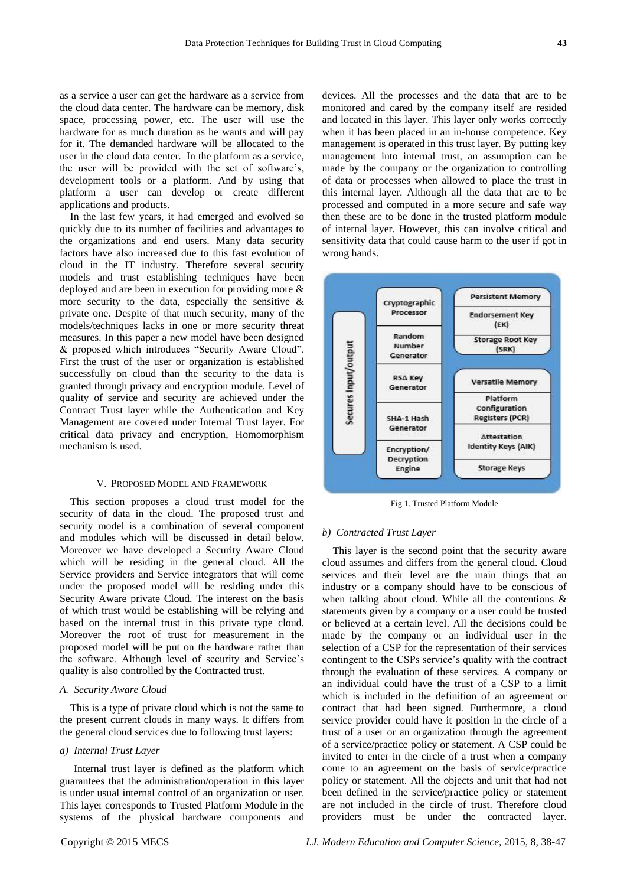as a service a user can get the hardware as a service from the cloud data center. The hardware can be memory, disk space, processing power, etc. The user will use the hardware for as much duration as he wants and will pay for it. The demanded hardware will be allocated to the user in the cloud data center. In the platform as a service, the user will be provided with the set of software's, development tools or a platform. And by using that platform a user can develop or create different applications and products.

In the last few years, it had emerged and evolved so quickly due to its number of facilities and advantages to the organizations and end users. Many data security factors have also increased due to this fast evolution of cloud in the IT industry. Therefore several security models and trust establishing techniques have been deployed and are been in execution for providing more & more security to the data, especially the sensitive & private one. Despite of that much security, many of the models/techniques lacks in one or more security threat measures. In this paper a new model have been designed & proposed which introduces "Security Aware Cloud". First the trust of the user or organization is established successfully on cloud than the security to the data is granted through privacy and encryption module. Level of quality of service and security are achieved under the Contract Trust layer while the Authentication and Key Management are covered under Internal Trust layer. For critical data privacy and encryption, Homomorphism mechanism is used.

## V. Proposed Model and Framework

This section proposes a cloud trust model for the security of data in the cloud. The proposed trust and security model is a combination of several component and modules which will be discussed in detail below. Moreover we have developed a Security Aware Cloud which will be residing in the general cloud. All the Service providers and Service integrators that will come under the proposed model will be residing under this Security Aware private Cloud. The interest on the basis of which trust would be establishing will be relying and based on the internal trust in this private type cloud. Moreover the root of trust for measurement in the proposed model will be put on the hardware rather than the software. Although level of security and Service's quality is also controlled by the Contracted trust.

### *A. Security Aware Cloud*

This is a type of private cloud which is not the same to the present current clouds in many ways. It differs from the general cloud services due to following trust layers:

#### *a) Internal Trust Layer*

Internal trust layer is defined as the platform which guarantees that the administration/operation in this layer is under usual internal control of an organization or user. This layer corresponds to Trusted Platform Module in the systems of the physical hardware components and devices. All the processes and the data that are to be monitored and cared by the company itself are resided and located in this layer. This layer only works correctly when it has been placed in an in-house competence. Key management is operated in this trust layer. By putting key management into internal trust, an assumption can be made by the company or the organization to controlling of data or processes when allowed to place the trust in this internal layer. Although all the data that are to be processed and computed in a more secure and safe way then these are to be done in the trusted platform module of internal layer. However, this can involve critical and sensitivity data that could cause harm to the user if got in wrong hands.

Fig.1. Trusted Platform Module

#### *b) Contracted Trust Layer*

This layer is the second point that the security aware cloud assumes and differs from the general cloud. Cloud services and their level are the main things that an industry or a company should have to be conscious of when talking about cloud. While all the contentions & statements given by a company or a user could be trusted or believed at a certain level. All the decisions could be made by the company or an individual user in the selection of a CSP for the representation of their services contingent to the CSPs service's quality with the contract through the evaluation of these services. A company or an individual could have the trust of a CSP to a limit which is included in the definition of an agreement or contract that had been signed. Furthermore, a cloud service provider could have it position in the circle of a trust of a user or an organization through the agreement of a service/practice policy or statement. A CSP could be invited to enter in the circle of a trust when a company come to an agreement on the basis of service/practice policy or statement. All the objects and unit that had not been defined in the service/practice policy or statement are not included in the circle of trust. Therefore cloud providers must be under the contracted layer.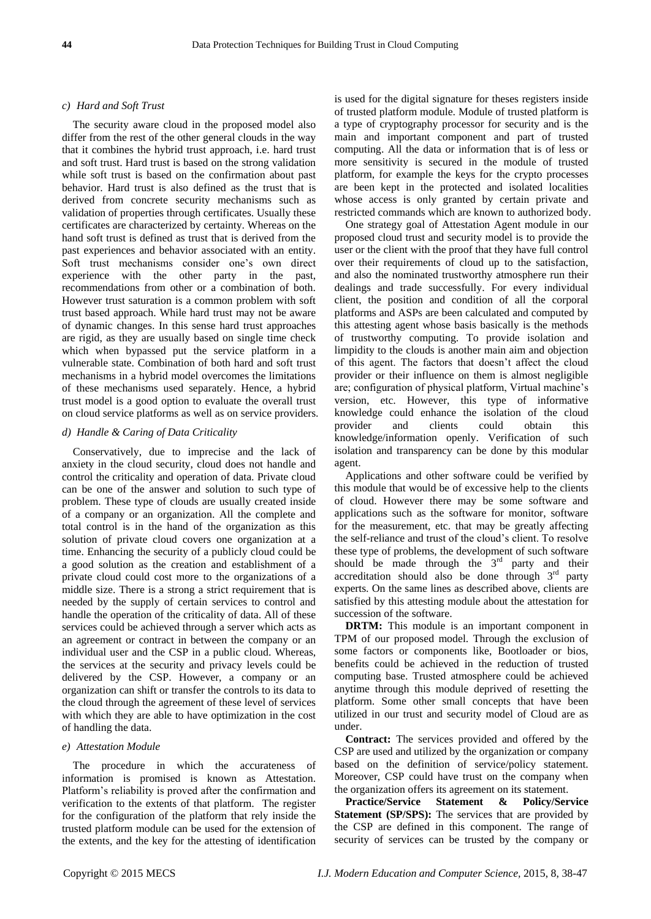### c) Hard and Soft Trust

The security aware cloud in the proposed model also differ from the rest of the other general clouds in the way that it combines the hybrid trust approach, i.e. hard trust and soft trust. Hard trust is based on the strong validation while soft trust is based on the confirmation about past behavior. Hard trust is also defined as the trust that is derived from concrete security mechanisms such as validation of properties through certificates. Usually these certificates are characterized by certainty. Whereas on the hand soft trust is defined as trust that is derived from the past experiences and behavior associated with an entity. Soft trust mechanisms consider one's own direct experience with the other party in the past, recommendations from other or a combination of both. However trust saturation is a common problem with soft trust based approach. While hard trust may not be aware of dynamic changes. In this sense hard trust approaches are rigid, as they are usually based on single time check which when bypassed put the service platform in a vulnerable state. Combination of both hard and soft trust mechanisms in a hybrid model overcomes the limitations of these mechanisms used separately. Hence, a hybrid trust model is a good option to evaluate the overall trust on cloud service platforms as well as on service providers.

### d) Handle & Caring of Data Criticality

Conservatively, due to imprecise and the lack of anxiety in the cloud security, cloud does not handle and control the criticality and operation of data. Private cloud can be one of the answer and solution to such type of problem. These type of clouds are usually created inside of a company or an organization. All the complete and total control is in the hand of the organization as this solution of private cloud covers one organization at a time. Enhancing the security of a publicly cloud could be a good solution as the creation and establishment of a private cloud could cost more to the organizations of a middle size. There is a strong a strict requirement that is needed by the supply of certain services to control and handle the operation of the criticality of data. All of these services could be achieved through a server which acts as an agreement or contract in between the company or an individual user and the CSP in a public cloud. Whereas, the services at the security and privacy levels could be delivered by the CSP. However, a company or an organization can shift or transfer the controls to its data to the cloud through the agreement of these level of services with which they are able to have optimization in the cost of handling the data.

### e) Attestation Module

The procedure in which the accurateness of information is promised is known as Attestation. Platform's reliability is proved after the confirmation and verification to the extents of that platform. The register for the configuration of the platform that rely inside the trusted platform module can be used for the extension of the extents, and the key for the attesting of identification is used for the digital signature for theses registers inside of trusted platform module. Module of trusted platform is a type of cryptography processor for security and is the main and important component and part of trusted computing. All the data or information that is of less or more sensitivity is secured in the module of trusted platform, for example the keys for the crypto processes are been kept in the protected and isolated localities whose access is only granted by certain private and restricted commands which are known to authorized body.

One strategy goal of Attestation Agent module in our proposed cloud trust and security model is to provide the user or the client with the proof that they have full control over their requirements of cloud up to the satisfaction, and also the nominated trustworthy atmosphere run their dealings and trade successfully. For every individual client, the position and condition of all the corporal platforms and ASPs are been calculated and computed by this attesting agent whose basis basically is the methods of trustworthy computing. To provide isolation and limpidity to the clouds is another main aim and objection of this agent. The factors that doesn't affect the cloud provider or their influence on them is almost negligible are; configuration of physical platform, Virtual machine's version, etc. However, this type of informative knowledge could enhance the isolation of the cloud provider and clients could obtain this knowledge/information openly. Verification of such isolation and transparency can be done by this modular agent.

Applications and other software could be verified by this module that would be of excessive help to the clients of cloud. However there may be some software and applications such as the software for monitor, software for the measurement, etc. that may be greatly affecting the self-reliance and trust of the cloud's client. To resolve these type of problems, the development of such software should be made through the 3rd party and their accreditation should also be done through 3rd party experts. On the same lines as described above, clients are satisfied by this attesting module about the attestation for succession of the software.

**DRTM:** This module is an important component in TPM of our proposed model. Through the exclusion of some factors or components like, Bootloader or bios, benefits could be achieved in the reduction of trusted computing base. Trusted atmosphere could be achieved anytime through this module deprived of resetting the platform. Some other small concepts that have been utilized in our trust and security model of Cloud are as under.

**Contract:** The services provided and offered by the CSP are used and utilized by the organization or company based on the definition of service/policy statement. Moreover, CSP could have trust on the company when the organization offers its agreement on its statement.

**Practice/Service Statement & Policy/Service Statement (SP/SPS):** The services that are provided by the CSP are defined in this component. The range of security of services can be trusted by the company or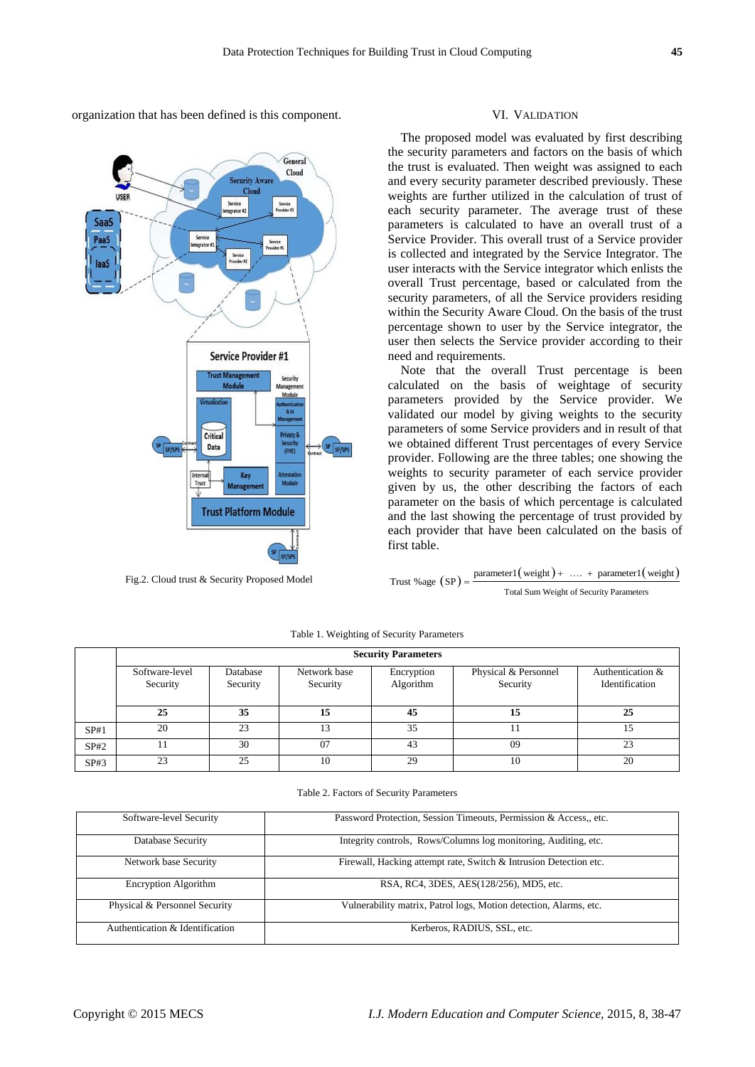organization that has been defined is this component.

Fig.2. Cloud trust & Security Proposed Model

## VI. Validation

The proposed model was evaluated by first describing the security parameters and factors on the basis of which the trust is evaluated. Then weight was assigned to each and every security parameter described previously. These weights are further utilized in the calculation of trust of each security parameter. The average trust of these parameters is calculated to have an overall trust of a Service Provider. This overall trust of a Service provider is collected and integrated by the Service Integrator. The user interacts with the Service integrator which enlists the overall Trust percentage, based or calculated from the security parameters, of all the Service providers residing within the Security Aware Cloud. On the basis of the trust percentage shown to user by the Service integrator, the user then selects the Service provider according to their need and requirements.

Note that the overall Trust percentage is been calculated on the basis of weightage of security parameters provided by the Service provider. We validated our model by giving weights to the security parameters of some Service providers and in result of that we obtained different Trust percentages of every Service provider. Following are the three tables; one showing the weights to security parameter of each service provider given by us, the other describing the factors of each parameter on the basis of which percentage is calculated and the last showing the percentage of trust provided by each provider that have been calculated on the basis of first table.

$$\text{Trust \%age (SP)} = \frac{\text{parameter1(weight)} + \dots + \text{parameter1(weight)}}{\text{Total Sum Weight of Security Parameters}}$$

Table 1. Weighting of Security Parameters

| | Security Parameters | | | | | |
|---|---|---|---|---|---|---|
| | Software-level Security | Database Security | Network base Security | Encryption Algorithm | Physical & Personnel Security | Authentication & Identification |
| | **25** | **35** | **15** | **45** | **15** | **25** |
| SP#1 | 20 | 23 | 13 | 35 | 11 | 15 |
| SP#2 | 11 | 30 | 07 | 43 | 09 | 23 |
| SP#3 | 23 | 25 | 10 | 29 | 10 | 20 |

Table 2. Factors of Security Parameters

| | |
|---|---|
| Software-level Security | Password Protection, Session Timeouts, Permission & Access,, etc. |
| Database Security | Integrity controls, Rows/Columns log monitoring, Auditing, etc. |
| Network base Security | Firewall, Hacking attempt rate, Switch & Intrusion Detection etc. |
| Encryption Algorithm | RSA, RC4, 3DES, AES(128/256), MD5, etc. |
| Physical & Personnel Security | Vulnerability matrix, Patrol logs, Motion detection, Alarms, etc. |
| Authentication & Identification | Kerberos, RADIUS, SSL, etc. |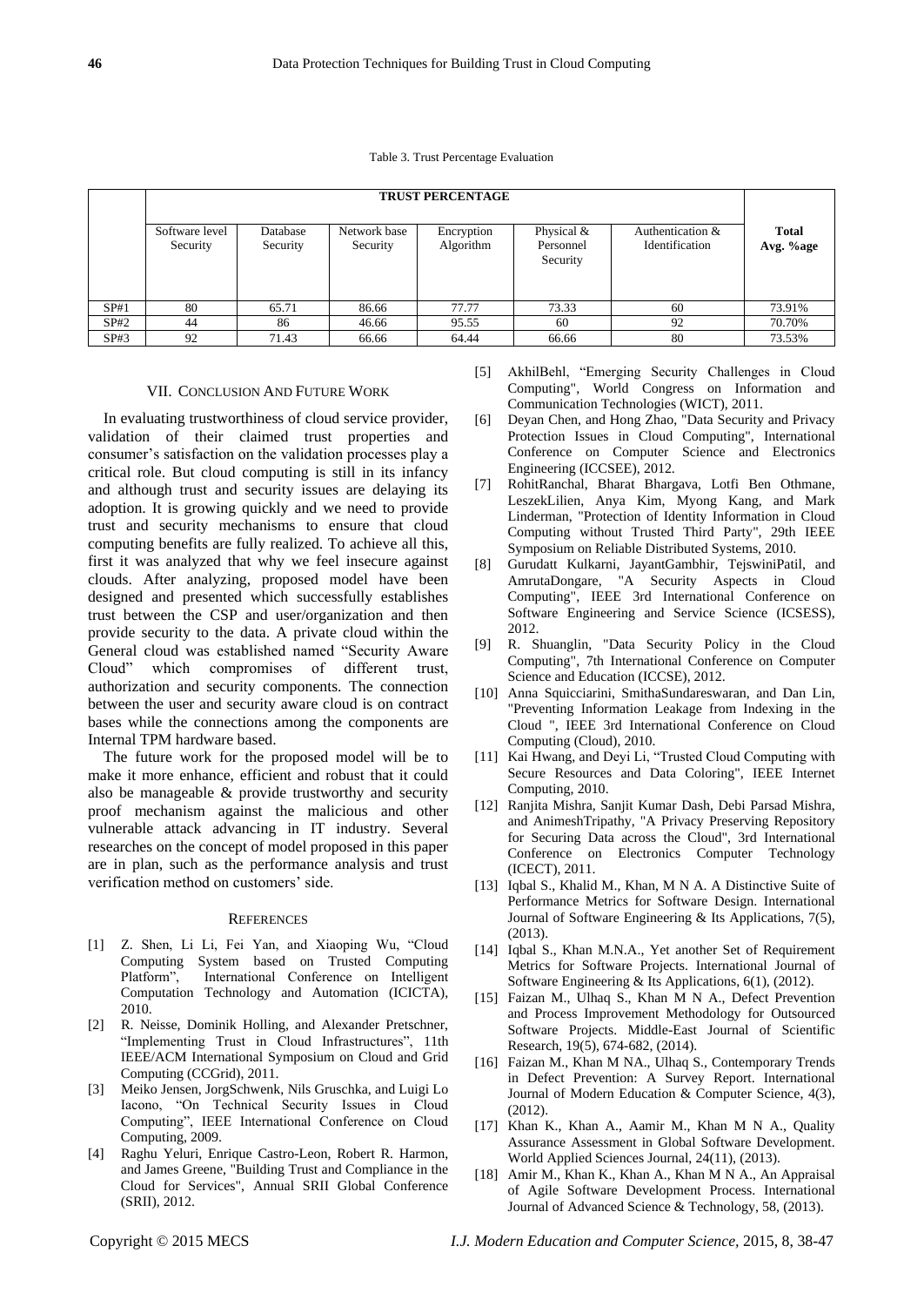Table 3. Trust Percentage Evaluation

| | TRUST PERCENTAGE | | | | | | |
|---|---|---|---|---|---|---|---|
| | Software level Security | Database Security | Network base Security | Encryption Algorithm | Physical & Personnel Security | Authentication & Identification | **Total Avg. %age** |
| SP#1 | 80 | 65.71 | 86.66 | 77.77 | 73.33 | 60 | 73.91% |
| SP#2 | 44 | 86 | 46.66 | 95.55 | 60 | 92 | 70.70% |
| SP#3 | 92 | 71.43 | 66.66 | 64.44 | 66.66 | 80 | 73.53% |

## VII. Conclusion And Future Work

In evaluating trustworthiness of cloud service provider, validation of their claimed trust properties and consumer's satisfaction on the validation processes play a critical role. But cloud computing is still in its infancy and although trust and security issues are delaying its adoption. It is growing quickly and we need to provide trust and security mechanisms to ensure that cloud computing benefits are fully realized. To achieve all this, first it was analyzed that why we feel insecure against clouds. After analyzing, proposed model have been designed and presented which successfully establishes trust between the CSP and user/organization and then provide security to the data. A private cloud within the General cloud was established named "Security Aware Cloud" which compromises of different trust, authorization and security components. The connection between the user and security aware cloud is on contract bases while the connections among the components are Internal TPM hardware based.

The future work for the proposed model will be to make it more enhance, efficient and robust that it could also be manageable & provide trustworthy and security proof mechanism against the malicious and other vulnerable attack advancing in IT industry. Several researches on the concept of model proposed in this paper are in plan, such as the performance analysis and trust verification method on customers' side.

## References

[1] Z. Shen, Li Li, Fei Yan, and Xiaoping Wu, "Cloud Computing System based on Trusted Computing Platform", International Conference on Intelligent Computation Technology and Automation (ICICTA), 2010.

[2] R. Neisse, Dominik Holling, and Alexander Pretschner, "Implementing Trust in Cloud Infrastructures", 11th IEEE/ACM International Symposium on Cloud and Grid Computing (CCGrid), 2011.

[3] Meiko Jensen, JorgSchwenk, Nils Gruschka, and Luigi Lo Iacono, "On Technical Security Issues in Cloud Computing", IEEE International Conference on Cloud Computing, 2009.

[4] Raghu Yeluri, Enrique Castro-Leon, Robert R. Harmon, and James Greene, "Building Trust and Compliance in the Cloud for Services", Annual SRII Global Conference (SRII), 2012.

[5] AkhilBehl, "Emerging Security Challenges in Cloud Computing", World Congress on Information and Communication Technologies (WICT), 2011.

[6] Deyan Chen, and Hong Zhao, "Data Security and Privacy Protection Issues in Cloud Computing", International Conference on Computer Science and Electronics Engineering (ICCSEE), 2012.

[7] RohitRanchal, Bharat Bhargava, Lotfi Ben Othmane, LeszekLilien, Anya Kim, Myong Kang, and Mark Linderman, "Protection of Identity Information in Cloud Computing without Trusted Third Party", 29th IEEE Symposium on Reliable Distributed Systems, 2010.

[8] Gurudatt Kulkarni, JayantGambhir, TejswiniPatil, and AmrutaDongare, "A Security Aspects in Cloud Computing", IEEE 3rd International Conference on Software Engineering and Service Science (ICSESS), 2012.

[9] R. Shuanglin, "Data Security Policy in the Cloud Computing", 7th International Conference on Computer Science and Education (ICCSE), 2012.

[10] Anna Squicciarini, SmithaSundareswaran, and Dan Lin, "Preventing Information Leakage from Indexing in the Cloud ", IEEE 3rd International Conference on Cloud Computing (Cloud), 2010.

[11] Kai Hwang, and Deyi Li, "Trusted Cloud Computing with Secure Resources and Data Coloring", IEEE Internet Computing, 2010.

[12] Ranjita Mishra, Sanjit Kumar Dash, Debi Parsad Mishra, and AnimeshTripathy, "A Privacy Preserving Repository for Securing Data across the Cloud", 3rd International Conference on Electronics Computer Technology (ICECT), 2011.

[13] Iqbal S., Khalid M., Khan, M N A. A Distinctive Suite of Performance Metrics for Software Design. International Journal of Software Engineering & Its Applications, 7(5), (2013).

[14] Iqbal S., Khan M.N.A., Yet another Set of Requirement Metrics for Software Projects. International Journal of Software Engineering & Its Applications, 6(1), (2012).

[15] Faizan M., Ulhaq S., Khan M N A., Defect Prevention and Process Improvement Methodology for Outsourced Software Projects. Middle-East Journal of Scientific Research, 19(5), 674-682, (2014).

[16] Faizan M., Khan M NA., Ulhaq S., Contemporary Trends in Defect Prevention: A Survey Report. International Journal of Modern Education & Computer Science, 4(3), (2012).

[17] Khan K., Khan A., Aamir M., Khan M N A., Quality Assurance Assessment in Global Software Development. World Applied Sciences Journal, 24(11), (2013).

[18] Amir M., Khan K., Khan A., Khan M N A., An Appraisal of Agile Software Development Process. International Journal of Advanced Science & Technology, 58, (2013).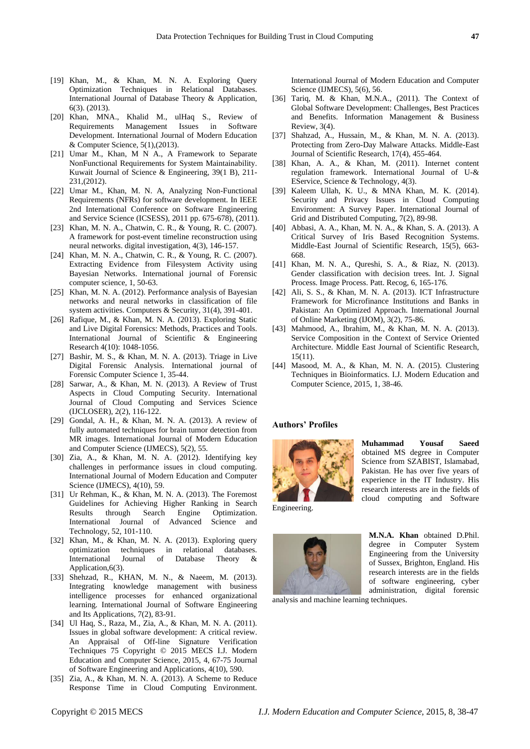[19] Khan, M., & Khan, M. N. A. Exploring Query Optimization Techniques in Relational Databases. International Journal of Database Theory & Application, 6(3). (2013).

[20] Khan, MNA., Khalid M., ulHaq S., Review of Requirements Management Issues in Software Development. International Journal of Modern Education & Computer Science, 5(1),(2013).

[21] Umar M., Khan, M N A., A Framework to Separate NonFunctional Requirements for System Maintainability. Kuwait Journal of Science & Engineering, 39(1 B), 211-231,(2012).

[22] Umar M., Khan, M. N. A, Analyzing Non-Functional Requirements (NFRs) for software development. In IEEE 2nd International Conference on Software Engineering and Service Science (ICSESS), 2011 pp. 675-678), (2011).

[23] Khan, M. N. A., Chatwin, C. R., & Young, R. C. (2007). A framework for post-event timeline reconstruction using neural networks. digital investigation, 4(3), 146-157.

[24] Khan, M. N. A., Chatwin, C. R., & Young, R. C. (2007). Extracting Evidence from Filesystem Activity using Bayesian Networks. International journal of Forensic computer science, 1, 50-63.

[25] Khan, M. N. A. (2012). Performance analysis of Bayesian networks and neural networks in classification of file system activities. Computers & Security, 31(4), 391-401.

[26] Rafique, M., & Khan, M. N. A. (2013). Exploring Static and Live Digital Forensics: Methods, Practices and Tools. International Journal of Scientific & Engineering Research 4(10): 1048-1056.

[27] Bashir, M. S., & Khan, M. N. A. (2013). Triage in Live Digital Forensic Analysis. International journal of Forensic Computer Science 1, 35-44.

[28] Sarwar, A., & Khan, M. N. (2013). A Review of Trust Aspects in Cloud Computing Security. International Journal of Cloud Computing and Services Science (IJCLOSER), 2(2), 116-122.

[29] Gondal, A. H., & Khan, M. N. A. (2013). A review of fully automated techniques for brain tumor detection from MR images. International Journal of Modern Education and Computer Science (IJMECS), 5(2), 55.

[30] Zia, A., & Khan, M. N. A. (2012). Identifying key challenges in performance issues in cloud computing. International Journal of Modern Education and Computer Science (IJMECS), 4(10), 59.

[31] Ur Rehman, K., & Khan, M. N. A. (2013). The Foremost Guidelines for Achieving Higher Ranking in Search Results through Search Engine Optimization. International Journal of Advanced Science and Technology, 52, 101-110.

[32] Khan, M., & Khan, M. N. A. (2013). Exploring query optimization techniques in relational databases. International Journal of Database Theory & Application,6(3).

[33] Shehzad, R., KHAN, M. N., & Naeem, M. (2013). Integrating knowledge management with business intelligence processes for enhanced organizational learning. International Journal of Software Engineering and Its Applications, 7(2), 83-91.

[34] Ul Haq, S., Raza, M., Zia, A., & Khan, M. N. A. (2011). Issues in global software development: A critical review. An Appraisal of Off-line Signature Verification Techniques 75 Copyright © 2015 MECS I.J. Modern Education and Computer Science, 2015, 4, 67-75 Journal of Software Engineering and Applications, 4(10), 590.

[35] Zia, A., & Khan, M. N. A. (2013). A Scheme to Reduce Response Time in Cloud Computing Environment. International Journal of Modern Education and Computer Science (IJMECS), 5(6), 56.

[36] Tariq, M. & Khan, M.N.A., (2011). The Context of Global Software Development: Challenges, Best Practices and Benefits. Information Management & Business Review, 3(4).

[37] Shahzad, A., Hussain, M., & Khan, M. N. A. (2013). Protecting from Zero-Day Malware Attacks. Middle-East Journal of Scientific Research, 17(4), 455-464.

[38] Khan, A. A., & Khan, M. (2011). Internet content regulation framework. International Journal of U-& EService, Science & Technology, 4(3).

[39] Kaleem Ullah, K. U., & MNA Khan, M. K. (2014). Security and Privacy Issues in Cloud Computing Environment: A Survey Paper. International Journal of Grid and Distributed Computing, 7(2), 89-98.

[40] Abbasi, A. A., Khan, M. N. A., & Khan, S. A. (2013). A Critical Survey of Iris Based Recognition Systems. Middle-East Journal of Scientific Research, 15(5), 663-668.

[41] Khan, M. N. A., Qureshi, S. A., & Riaz, N. (2013). Gender classification with decision trees. Int. J. Signal Process. Image Process. Patt. Recog, 6, 165-176.

[42] Ali, S. S., & Khan, M. N. A. (2013). ICT Infrastructure Framework for Microfinance Institutions and Banks in Pakistan: An Optimized Approach. International Journal of Online Marketing (IJOM), 3(2), 75-86.

[43] Mahmood, A., Ibrahim, M., & Khan, M. N. A. (2013). Service Composition in the Context of Service Oriented Architecture. Middle East Journal of Scientific Research, 15(11).

[44] Masood, M. A., & Khan, M. N. A. (2015). Clustering Techniques in Bioinformatics. I.J. Modern Education and Computer Science, 2015, 1, 38-46.

## Authors' Profiles

**Muhammad Yousaf Saeed** obtained MS degree in Computer Science from SZABIST, Islamabad, Pakistan. He has over five years of experience in the IT Industry. His research interests are in the fields of cloud computing and Software Engineering.

**M.N.A. Khan** obtained D.Phil. degree in Computer System Engineering from the University of Sussex, Brighton, England. His research interests are in the fields of software engineering, cyber administration, digital forensic analysis and machine learning techniques.